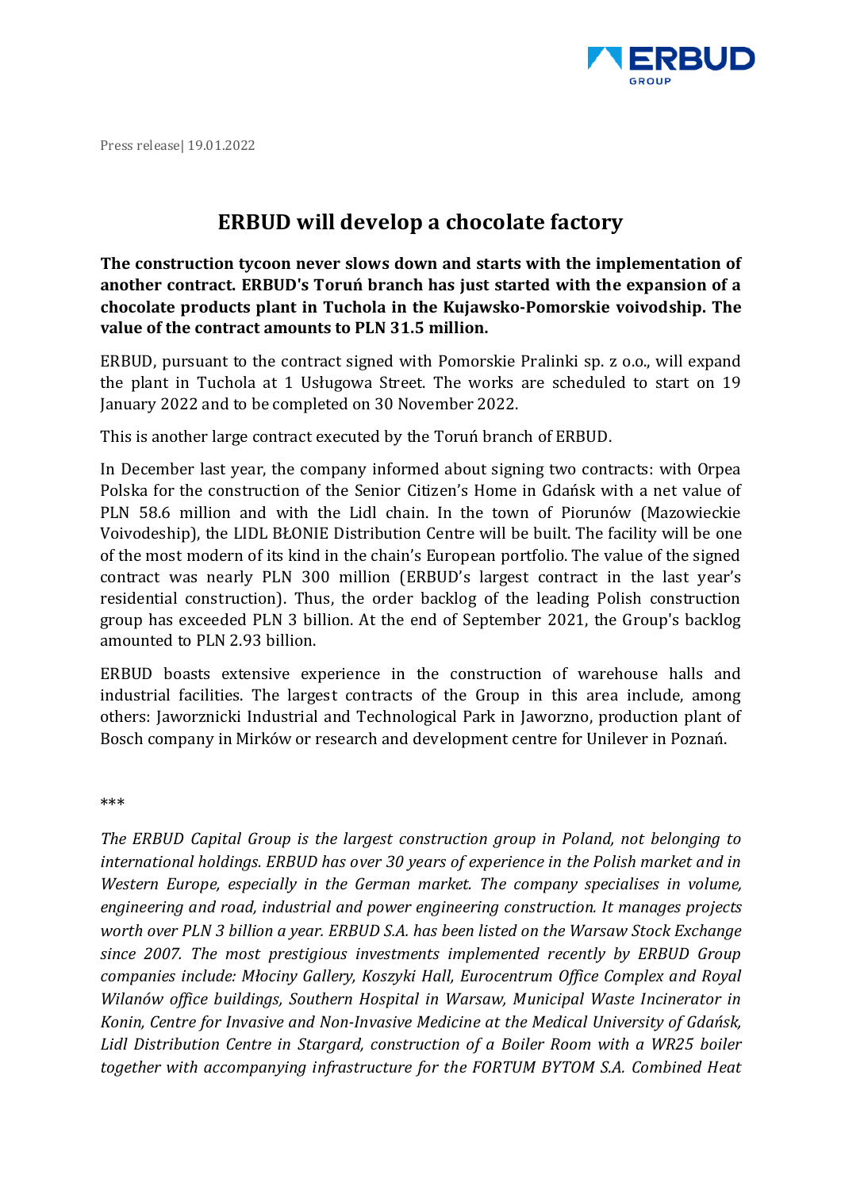Press release| 19.01.2022

# ERBUD will develop a chocolate factory

**The construction tycoon never slows down and starts with the implementation of another contract. ERBUD's Toruń branch has just started with the expansion of a chocolate products plant in Tuchola in the Kujawsko-Pomorskie voivodship. The value of the contract amounts to PLN 31.5 million.**

ERBUD, pursuant to the contract signed with Pomorskie Pralinki sp. z o.o., will expand the plant in Tuchola at 1 Usługowa Street. The works are scheduled to start on 19 January 2022 and to be completed on 30 November 2022.

This is another large contract executed by the Toruń branch of ERBUD.

In December last year, the company informed about signing two contracts: with Orpea Polska for the construction of the Senior Citizen's Home in Gdańsk with a net value of PLN 58.6 million and with the Lidl chain. In the town of Piorunów (Mazowieckie Voivodeship), the LIDL BŁONIE Distribution Centre will be built. The facility will be one of the most modern of its kind in the chain's European portfolio. The value of the signed contract was nearly PLN 300 million (ERBUD's largest contract in the last year's residential construction). Thus, the order backlog of the leading Polish construction group has exceeded PLN 3 billion. At the end of September 2021, the Group's backlog amounted to PLN 2.93 billion.

ERBUD boasts extensive experience in the construction of warehouse halls and industrial facilities. The largest contracts of the Group in this area include, among others: Jaworznicki Industrial and Technological Park in Jaworzno, production plant of Bosch company in Mirków or research and development centre for Unilever in Poznań.

***

*The ERBUD Capital Group is the largest construction group in Poland, not belonging to international holdings. ERBUD has over 30 years of experience in the Polish market and in Western Europe, especially in the German market. The company specialises in volume, engineering and road, industrial and power engineering construction. It manages projects worth over PLN 3 billion a year. ERBUD S.A. has been listed on the Warsaw Stock Exchange since 2007. The most prestigious investments implemented recently by ERBUD Group companies include: Młociny Gallery, Koszyki Hall, Eurocentrum Office Complex and Royal Wilanów office buildings, Southern Hospital in Warsaw, Municipal Waste Incinerator in Konin, Centre for Invasive and Non-Invasive Medicine at the Medical University of Gdańsk, Lidl Distribution Centre in Stargard, construction of a Boiler Room with a WR25 boiler together with accompanying infrastructure for the FORTUM BYTOM S.A. Combined Heat*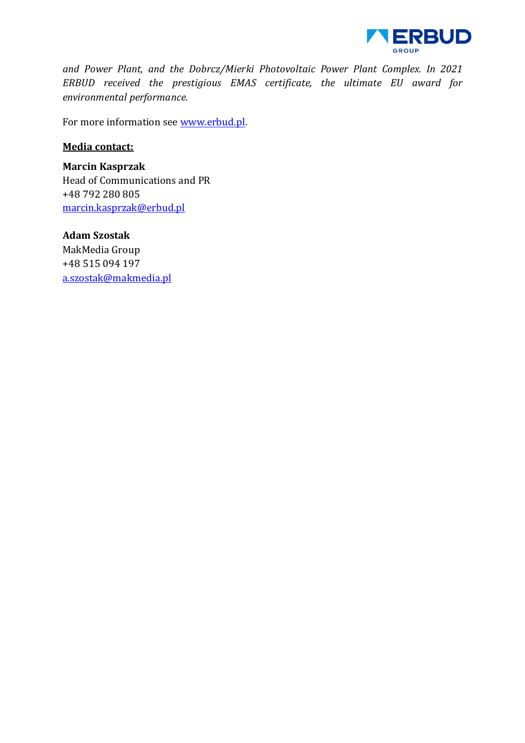*and Power Plant, and the Dobrcz/Mierki Photovoltaic Power Plant Complex. In 2021 ERBUD received the prestigious EMAS certificate, the ultimate EU award for environmental performance.*

For more information see www.erbud.pl.

**Media contact:**

**Marcin Kasprzak**
Head of Communications and PR
+48 792 280 805
marcin.kasprzak@erbud.pl

**Adam Szostak**
MakMedia Group
+48 515 094 197
a.szostak@makmedia.pl